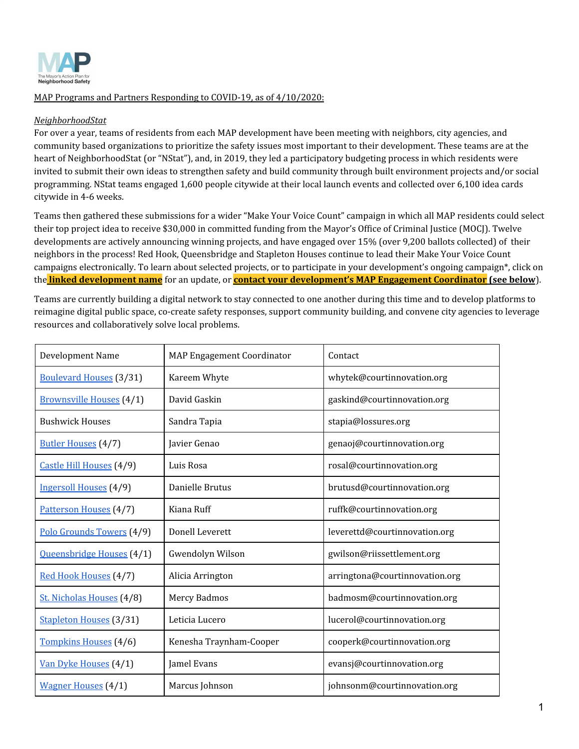MAP Programs and Partners Responding to COVID-19, as of 4/10/2020:

*NeighborhoodStat*

For over a year, teams of residents from each MAP development have been meeting with neighbors, city agencies, and community based organizations to prioritize the safety issues most important to their development. These teams are at the heart of NeighborhoodStat (or "NStat"), and, in 2019, they led a participatory budgeting process in which residents were invited to submit their own ideas to strengthen safety and build community through built environment projects and/or social programming. NStat teams engaged 1,600 people citywide at their local launch events and collected over 6,100 idea cards citywide in 4-6 weeks.

Teams then gathered these submissions for a wider "Make Your Voice Count" campaign in which all MAP residents could select their top project idea to receive $30,000 in committed funding from the Mayor's Office of Criminal Justice (MOCJ). Twelve developments are actively announcing winning projects, and have engaged over 15% (over 9,200 ballots collected) of their neighbors in the process! Red Hook, Queensbridge and Stapleton Houses continue to lead their Make Your Voice Count campaigns electronically. To learn about selected projects, or to participate in your development's ongoing campaign*, click on the **linked development name** for an update, or **contact your development's MAP Engagement Coordinator (see below)**.

Teams are currently building a digital network to stay connected to one another during this time and to develop platforms to reimagine digital public space, co-create safety responses, support community building, and convene city agencies to leverage resources and collaboratively solve local problems.

| Development Name | MAP Engagement Coordinator | Contact |
|---|---|---|
| Boulevard Houses (3/31) | Kareem Whyte | whytek@courtinnovation.org |
| Brownsville Houses (4/1) | David Gaskin | gaskind@courtinnovation.org |
| Bushwick Houses | Sandra Tapia | stapia@lossures.org |
| Butler Houses (4/7) | Javier Genao | genaoj@courtinnovation.org |
| Castle Hill Houses (4/9) | Luis Rosa | rosal@courtinnovation.org |
| Ingersoll Houses (4/9) | Danielle Brutus | brutusd@courtinnovation.org |
| Patterson Houses (4/7) | Kiana Ruff | ruffk@courtinnovation.org |
| Polo Grounds Towers (4/9) | Donell Leverett | leverettd@courtinnovation.org |
| Queensbridge Houses (4/1) | Gwendolyn Wilson | gwilson@riissettlement.org |
| Red Hook Houses (4/7) | Alicia Arrington | arringtona@courtinnovation.org |
| St. Nicholas Houses (4/8) | Mercy Badmos | badmosm@courtinnovation.org |
| Stapleton Houses (3/31) | Leticia Lucero | lucerol@courtinnovation.org |
| Tompkins Houses (4/6) | Kenesha Traynham-Cooper | cooperk@courtinnovation.org |
| Van Dyke Houses (4/1) | Jamel Evans | evansj@courtinnovation.org |
| Wagner Houses (4/1) | Marcus Johnson | johnsonm@courtinnovation.org |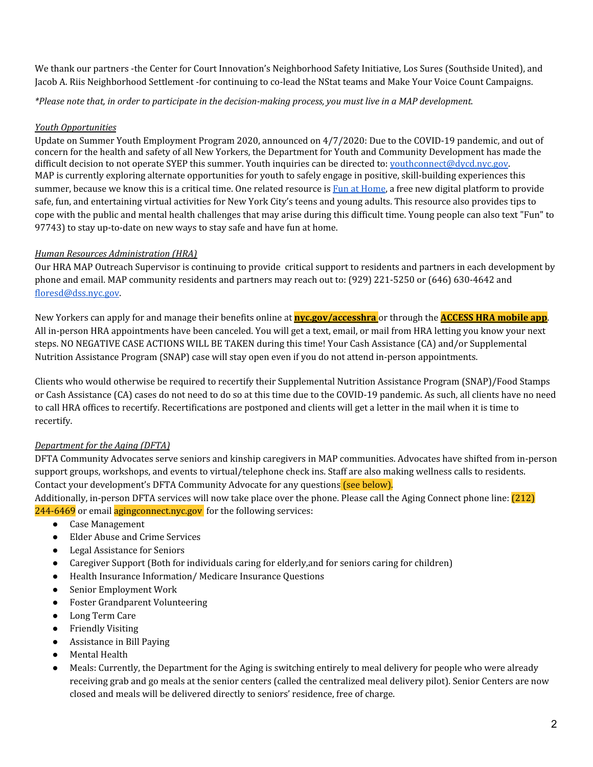We thank our partners -the Center for Court Innovation's Neighborhood Safety Initiative, Los Sures (Southside United), and Jacob A. Riis Neighborhood Settlement -for continuing to co-lead the NStat teams and Make Your Voice Count Campaigns.

*\*Please note that, in order to participate in the decision-making process, you must live in a MAP development.*

*Youth Opportunities*

Update on Summer Youth Employment Program 2020, announced on 4/7/2020: Due to the COVID-19 pandemic, and out of concern for the health and safety of all New Yorkers, the Department for Youth and Community Development has made the difficult decision to not operate SYEP this summer. Youth inquiries can be directed to: youthconnect@dycd.nyc.gov.
MAP is currently exploring alternate opportunities for youth to safely engage in positive, skill-building experiences this summer, because we know this is a critical time. One related resource is Fun at Home, a free new digital platform to provide safe, fun, and entertaining virtual activities for New York City's teens and young adults. This resource also provides tips to cope with the public and mental health challenges that may arise during this difficult time. Young people can also text "Fun" to 97743) to stay up-to-date on new ways to stay safe and have fun at home.

*Human Resources Administration (HRA)*

Our HRA MAP Outreach Supervisor is continuing to provide critical support to residents and partners in each development by phone and email. MAP community residents and partners may reach out to: (929) 221-5250 or (646) 630-4642 and floresd@dss.nyc.gov.

New Yorkers can apply for and manage their benefits online at **nyc.gov/accesshra** or through the **ACCESS HRA mobile app**. All in-person HRA appointments have been canceled. You will get a text, email, or mail from HRA letting you know your next steps. NO NEGATIVE CASE ACTIONS WILL BE TAKEN during this time! Your Cash Assistance (CA) and/or Supplemental Nutrition Assistance Program (SNAP) case will stay open even if you do not attend in-person appointments.

Clients who would otherwise be required to recertify their Supplemental Nutrition Assistance Program (SNAP)/Food Stamps or Cash Assistance (CA) cases do not need to do so at this time due to the COVID-19 pandemic. As such, all clients have no need to call HRA offices to recertify. Recertifications are postponed and clients will get a letter in the mail when it is time to recertify.

*Department for the Aging (DFTA)*

DFTA Community Advocates serve seniors and kinship caregivers in MAP communities. Advocates have shifted from in-person support groups, workshops, and events to virtual/telephone check ins. Staff are also making wellness calls to residents. Contact your development's DFTA Community Advocate for any questions (see below).
Additionally, in-person DFTA services will now take place over the phone. Please call the Aging Connect phone line: (212) 244-6469 or email agingconnect.nyc.gov for the following services:

- Case Management
- Elder Abuse and Crime Services
- Legal Assistance for Seniors
- Caregiver Support (Both for individuals caring for elderly,and for seniors caring for children)
- Health Insurance Information/ Medicare Insurance Questions
- Senior Employment Work
- Foster Grandparent Volunteering
- Long Term Care
- Friendly Visiting
- Assistance in Bill Paying
- Mental Health
- Meals: Currently, the Department for the Aging is switching entirely to meal delivery for people who were already receiving grab and go meals at the senior centers (called the centralized meal delivery pilot). Senior Centers are now closed and meals will be delivered directly to seniors' residence, free of charge.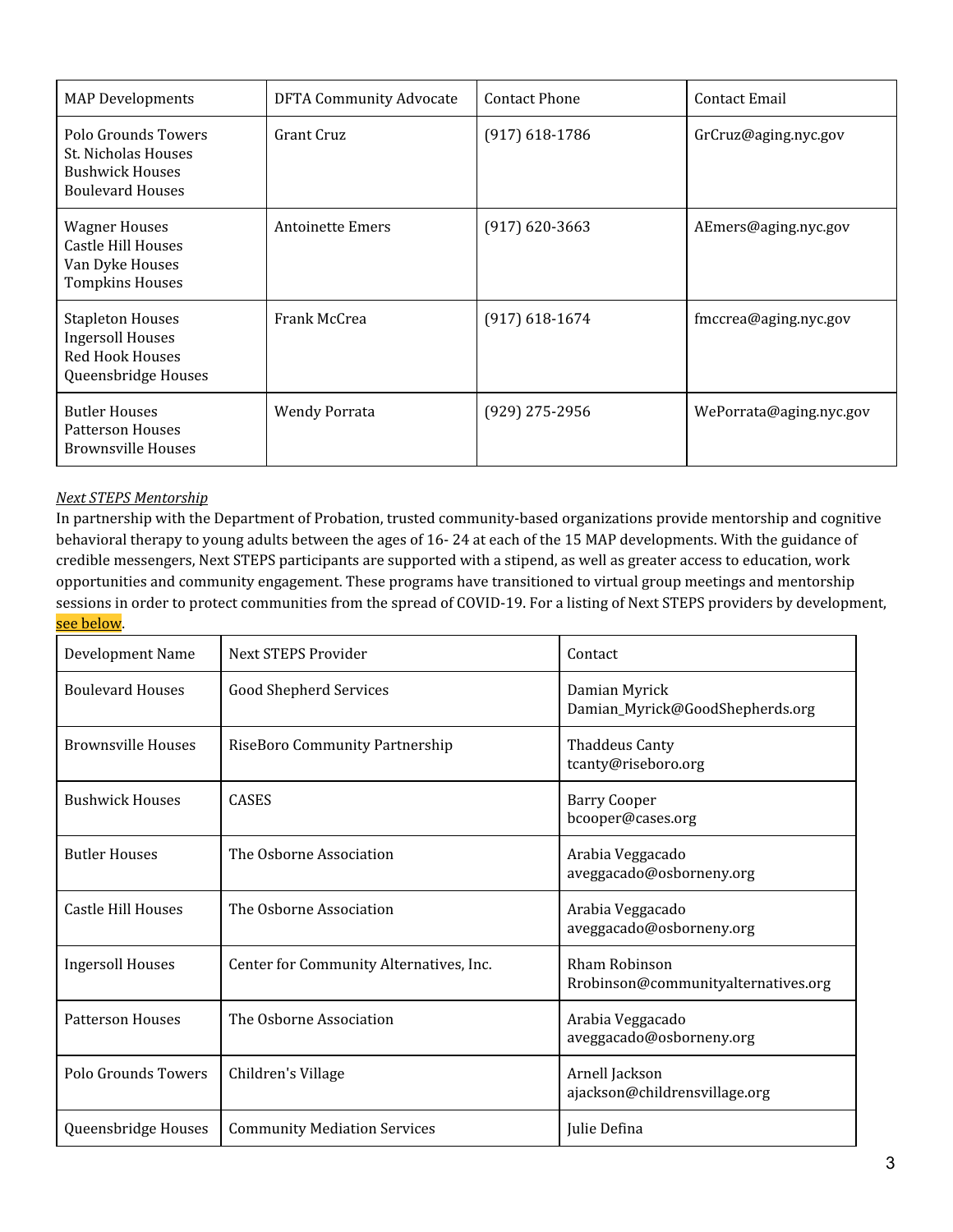| MAP Developments | DFTA Community Advocate | Contact Phone | Contact Email |
|---|---|---|---|
| Polo Grounds Towers<br>St. Nicholas Houses<br>Bushwick Houses<br>Boulevard Houses | Grant Cruz | (917) 618-1786 | GrCruz@aging.nyc.gov |
| Wagner Houses<br>Castle Hill Houses<br>Van Dyke Houses<br>Tompkins Houses | Antoinette Emers | (917) 620-3663 | AEmers@aging.nyc.gov |
| Stapleton Houses<br>Ingersoll Houses<br>Red Hook Houses<br>Queensbridge Houses | Frank McCrea | (917) 618-1674 | fmccrea@aging.nyc.gov |
| Butler Houses<br>Patterson Houses<br>Brownsville Houses | Wendy Porrata | (929) 275-2956 | WePorrata@aging.nyc.gov |

*Next STEPS Mentorship*

In partnership with the Department of Probation, trusted community-based organizations provide mentorship and cognitive behavioral therapy to young adults between the ages of 16- 24 at each of the 15 MAP developments. With the guidance of credible messengers, Next STEPS participants are supported with a stipend, as well as greater access to education, work opportunities and community engagement. These programs have transitioned to virtual group meetings and mentorship sessions in order to protect communities from the spread of COVID-19. For a listing of Next STEPS providers by development, see below.

| Development Name | Next STEPS Provider | Contact |
|---|---|---|
| Boulevard Houses | Good Shepherd Services | Damian Myrick<br>Damian_Myrick@GoodShepherds.org |
| Brownsville Houses | RiseBoro Community Partnership | Thaddeus Canty<br>tcanty@riseboro.org |
| Bushwick Houses | CASES | Barry Cooper<br>bcooper@cases.org |
| Butler Houses | The Osborne Association | Arabia Veggacado<br>aveggacado@osborneny.org |
| Castle Hill Houses | The Osborne Association | Arabia Veggacado<br>aveggacado@osborneny.org |
| Ingersoll Houses | Center for Community Alternatives, Inc. | Rham Robinson<br>Rrobinson@communityalternatives.org |
| Patterson Houses | The Osborne Association | Arabia Veggacado<br>aveggacado@osborneny.org |
| Polo Grounds Towers | Children's Village | Arnell Jackson<br>ajackson@childrensvillage.org |
| Queensbridge Houses | Community Mediation Services | Julie Defina |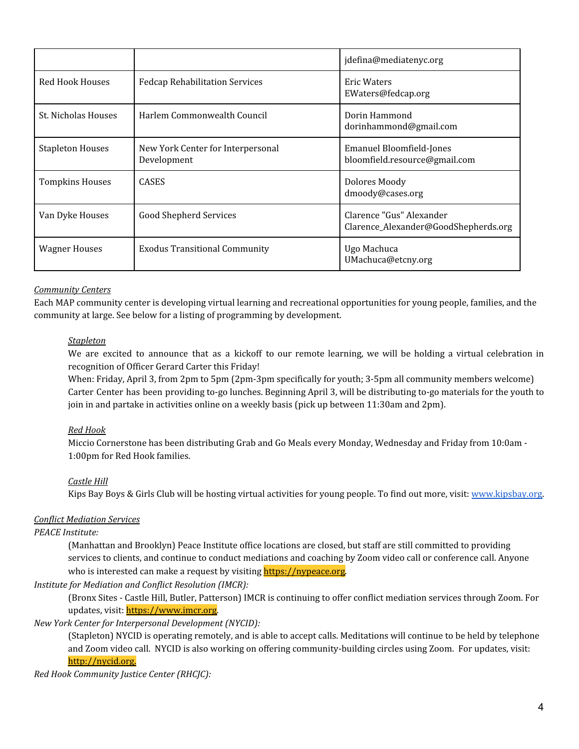| | | |
|---|---|---|
| | | jdefina@mediatenyc.org |
| Red Hook Houses | Fedcap Rehabilitation Services | Eric Waters<br>EWaters@fedcap.org |
| St. Nicholas Houses | Harlem Commonwealth Council | Dorin Hammond<br>dorinhammond@gmail.com |
| Stapleton Houses | New York Center for Interpersonal Development | Emanuel Bloomfield-Jones<br>bloomfield.resource@gmail.com |
| Tompkins Houses | CASES | Dolores Moody<br>dmoody@cases.org |
| Van Dyke Houses | Good Shepherd Services | Clarence "Gus" Alexander<br>Clarence_Alexander@GoodShepherds.org |
| Wagner Houses | Exodus Transitional Community | Ugo Machuca<br>UMachuca@etcny.org |

*Community Centers*

Each MAP community center is developing virtual learning and recreational opportunities for young people, families, and the community at large. See below for a listing of programming by development.

*Stapleton*

We are excited to announce that as a kickoff to our remote learning, we will be holding a virtual celebration in recognition of Officer Gerard Carter this Friday!

When: Friday, April 3, from 2pm to 5pm (2pm-3pm specifically for youth; 3-5pm all community members welcome)

Carter Center has been providing to-go lunches. Beginning April 3, will be distributing to-go materials for the youth to join in and partake in activities online on a weekly basis (pick up between 11:30am and 2pm).

*Red Hook*

Miccio Cornerstone has been distributing Grab and Go Meals every Monday, Wednesday and Friday from 10:0am - 1:00pm for Red Hook families.

*Castle Hill*

Kips Bay Boys & Girls Club will be hosting virtual activities for young people. To find out more, visit: www.kipsbay.org.

*Conflict Mediation Services*

*PEACE Institute:*

(Manhattan and Brooklyn) Peace Institute office locations are closed, but staff are still committed to providing services to clients, and continue to conduct mediations and coaching by Zoom video call or conference call. Anyone who is interested can make a request by visiting https://nypeace.org.

*Institute for Mediation and Conflict Resolution (IMCR):*

(Bronx Sites - Castle Hill, Butler, Patterson) IMCR is continuing to offer conflict mediation services through Zoom. For updates, visit: https://www.imcr.org.

*New York Center for Interpersonal Development (NYCID):*

(Stapleton) NYCID is operating remotely, and is able to accept calls. Meditations will continue to be held by telephone and Zoom video call. NYCID is also working on offering community-building circles using Zoom. For updates, visit: http://nycid.org.

*Red Hook Community Justice Center (RHCJC):*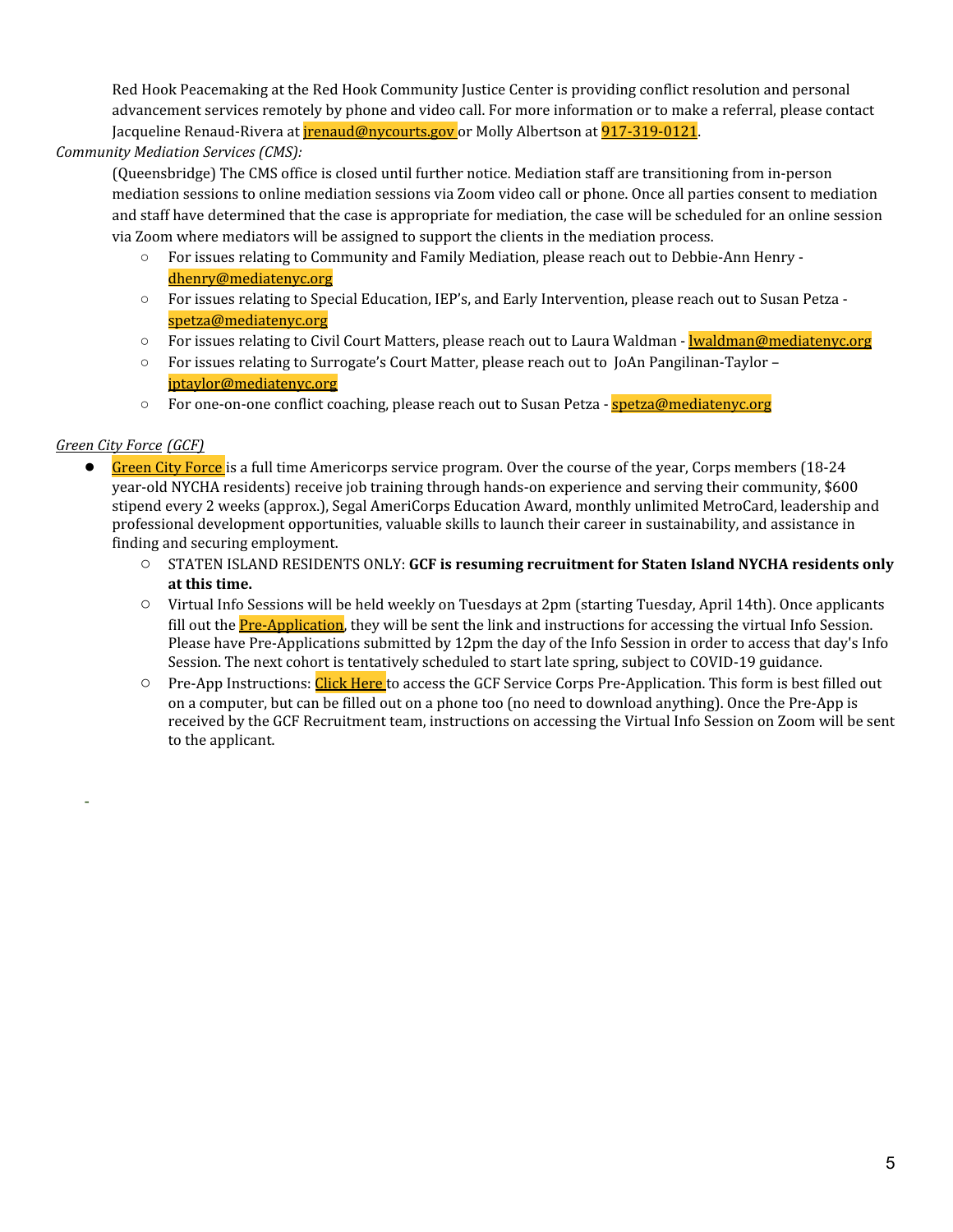Red Hook Peacemaking at the Red Hook Community Justice Center is providing conflict resolution and personal advancement services remotely by phone and video call. For more information or to make a referral, please contact Jacqueline Renaud-Rivera at jrenaud@nycourts.gov or Molly Albertson at 917-319-0121.

*Community Mediation Services (CMS):*

(Queensbridge) The CMS office is closed until further notice. Mediation staff are transitioning from in-person mediation sessions to online mediation sessions via Zoom video call or phone. Once all parties consent to mediation and staff have determined that the case is appropriate for mediation, the case will be scheduled for an online session via Zoom where mediators will be assigned to support the clients in the mediation process.

- For issues relating to Community and Family Mediation, please reach out to Debbie-Ann Henry - dhenry@mediatenyc.org
- For issues relating to Special Education, IEP's, and Early Intervention, please reach out to Susan Petza - spetza@mediatenyc.org
- For issues relating to Civil Court Matters, please reach out to Laura Waldman - lwaldman@mediatenyc.org
- For issues relating to Surrogate's Court Matter, please reach out to JoAn Pangilinan-Taylor – jptaylor@mediatenyc.org
- For one-on-one conflict coaching, please reach out to Susan Petza - spetza@mediatenyc.org

*Green City Force (GCF)*

- Green City Force is a full time Americorps service program. Over the course of the year, Corps members (18-24 year-old NYCHA residents) receive job training through hands-on experience and serving their community, $600 stipend every 2 weeks (approx.), Segal AmeriCorps Education Award, monthly unlimited MetroCard, leadership and professional development opportunities, valuable skills to launch their career in sustainability, and assistance in finding and securing employment.
    - STATEN ISLAND RESIDENTS ONLY: **GCF is resuming recruitment for Staten Island NYCHA residents only at this time.**
    - Virtual Info Sessions will be held weekly on Tuesdays at 2pm (starting Tuesday, April 14th). Once applicants fill out the Pre-Application, they will be sent the link and instructions for accessing the virtual Info Session. Please have Pre-Applications submitted by 12pm the day of the Info Session in order to access that day's Info Session. The next cohort is tentatively scheduled to start late spring, subject to COVID-19 guidance.
    - Pre-App Instructions: Click Here to access the GCF Service Corps Pre-Application. This form is best filled out on a computer, but can be filled out on a phone too (no need to download anything). Once the Pre-App is received by the GCF Recruitment team, instructions on accessing the Virtual Info Session on Zoom will be sent to the applicant.

-